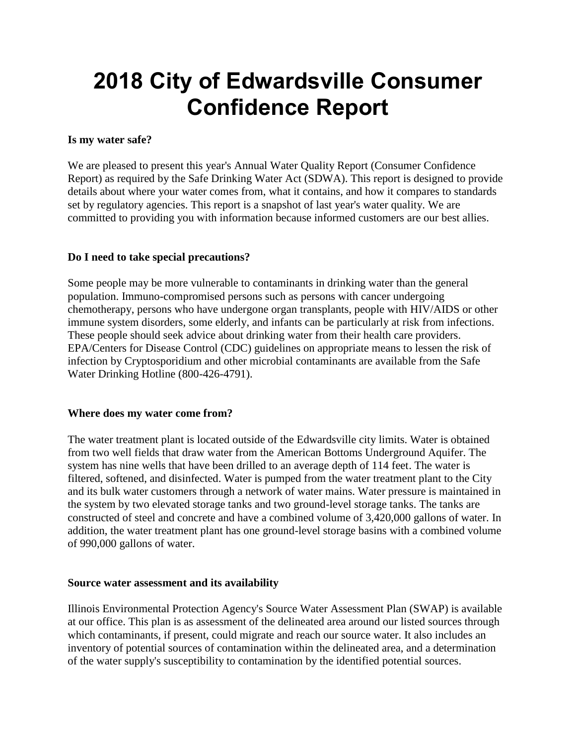# 2018 City of Edwardsville Consumer Confidence Report

**Is my water safe?**

We are pleased to present this year's Annual Water Quality Report (Consumer Confidence Report) as required by the Safe Drinking Water Act (SDWA). This report is designed to provide details about where your water comes from, what it contains, and how it compares to standards set by regulatory agencies. This report is a snapshot of last year's water quality. We are committed to providing you with information because informed customers are our best allies.

**Do I need to take special precautions?**

Some people may be more vulnerable to contaminants in drinking water than the general population. Immuno-compromised persons such as persons with cancer undergoing chemotherapy, persons who have undergone organ transplants, people with HIV/AIDS or other immune system disorders, some elderly, and infants can be particularly at risk from infections. These people should seek advice about drinking water from their health care providers. EPA/Centers for Disease Control (CDC) guidelines on appropriate means to lessen the risk of infection by Cryptosporidium and other microbial contaminants are available from the Safe Water Drinking Hotline (800-426-4791).

**Where does my water come from?**

The water treatment plant is located outside of the Edwardsville city limits. Water is obtained from two well fields that draw water from the American Bottoms Underground Aquifer. The system has nine wells that have been drilled to an average depth of 114 feet. The water is filtered, softened, and disinfected. Water is pumped from the water treatment plant to the City and its bulk water customers through a network of water mains. Water pressure is maintained in the system by two elevated storage tanks and two ground-level storage tanks. The tanks are constructed of steel and concrete and have a combined volume of 3,420,000 gallons of water. In addition, the water treatment plant has one ground-level storage basins with a combined volume of 990,000 gallons of water.

**Source water assessment and its availability**

Illinois Environmental Protection Agency's Source Water Assessment Plan (SWAP) is available at our office. This plan is as assessment of the delineated area around our listed sources through which contaminants, if present, could migrate and reach our source water. It also includes an inventory of potential sources of contamination within the delineated area, and a determination of the water supply's susceptibility to contamination by the identified potential sources.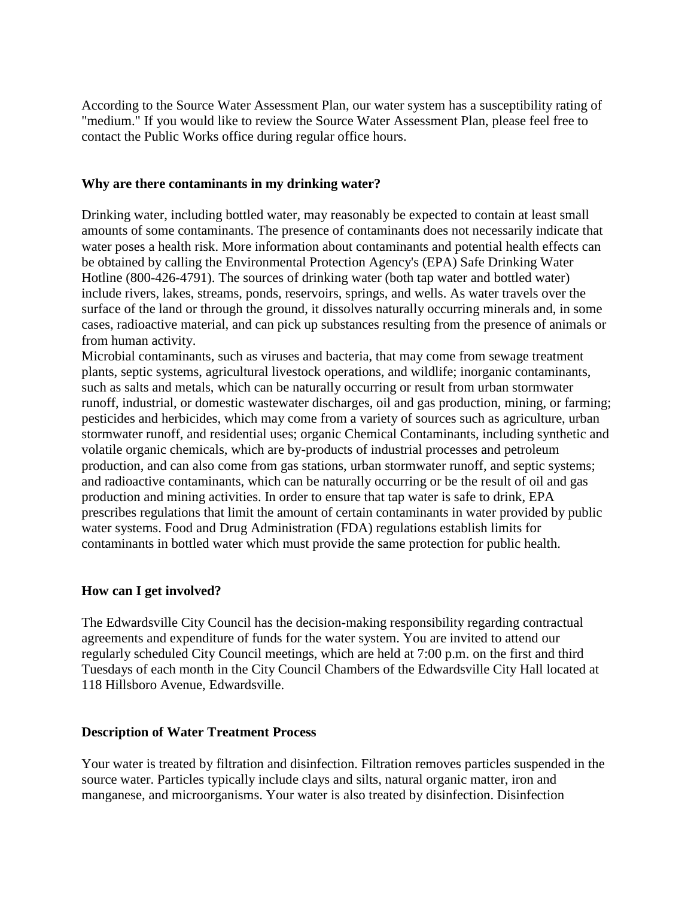According to the Source Water Assessment Plan, our water system has a susceptibility rating of "medium." If you would like to review the Source Water Assessment Plan, please feel free to contact the Public Works office during regular office hours.

**Why are there contaminants in my drinking water?**

Drinking water, including bottled water, may reasonably be expected to contain at least small amounts of some contaminants. The presence of contaminants does not necessarily indicate that water poses a health risk. More information about contaminants and potential health effects can be obtained by calling the Environmental Protection Agency's (EPA) Safe Drinking Water Hotline (800-426-4791). The sources of drinking water (both tap water and bottled water) include rivers, lakes, streams, ponds, reservoirs, springs, and wells. As water travels over the surface of the land or through the ground, it dissolves naturally occurring minerals and, in some cases, radioactive material, and can pick up substances resulting from the presence of animals or from human activity.
Microbial contaminants, such as viruses and bacteria, that may come from sewage treatment plants, septic systems, agricultural livestock operations, and wildlife; inorganic contaminants, such as salts and metals, which can be naturally occurring or result from urban stormwater runoff, industrial, or domestic wastewater discharges, oil and gas production, mining, or farming; pesticides and herbicides, which may come from a variety of sources such as agriculture, urban stormwater runoff, and residential uses; organic Chemical Contaminants, including synthetic and volatile organic chemicals, which are by-products of industrial processes and petroleum production, and can also come from gas stations, urban stormwater runoff, and septic systems; and radioactive contaminants, which can be naturally occurring or be the result of oil and gas production and mining activities. In order to ensure that tap water is safe to drink, EPA prescribes regulations that limit the amount of certain contaminants in water provided by public water systems. Food and Drug Administration (FDA) regulations establish limits for contaminants in bottled water which must provide the same protection for public health.

**How can I get involved?**

The Edwardsville City Council has the decision-making responsibility regarding contractual agreements and expenditure of funds for the water system. You are invited to attend our regularly scheduled City Council meetings, which are held at 7:00 p.m. on the first and third Tuesdays of each month in the City Council Chambers of the Edwardsville City Hall located at 118 Hillsboro Avenue, Edwardsville.

**Description of Water Treatment Process**

Your water is treated by filtration and disinfection. Filtration removes particles suspended in the source water. Particles typically include clays and silts, natural organic matter, iron and manganese, and microorganisms. Your water is also treated by disinfection. Disinfection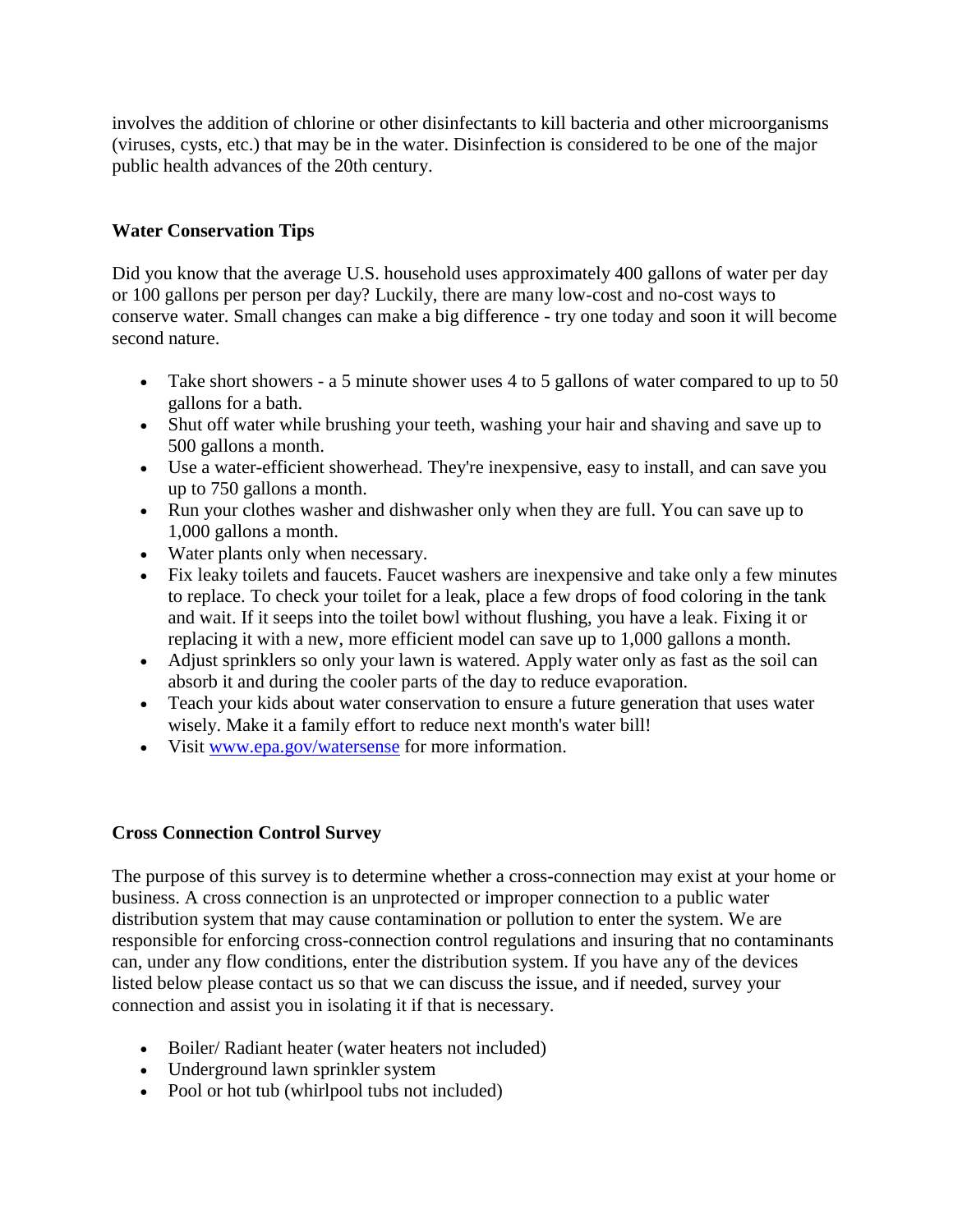involves the addition of chlorine or other disinfectants to kill bacteria and other microorganisms (viruses, cysts, etc.) that may be in the water. Disinfection is considered to be one of the major public health advances of the 20th century.

**Water Conservation Tips**

Did you know that the average U.S. household uses approximately 400 gallons of water per day or 100 gallons per person per day? Luckily, there are many low-cost and no-cost ways to conserve water. Small changes can make a big difference - try one today and soon it will become second nature.

- Take short showers - a 5 minute shower uses 4 to 5 gallons of water compared to up to 50 gallons for a bath.
- Shut off water while brushing your teeth, washing your hair and shaving and save up to 500 gallons a month.
- Use a water-efficient showerhead. They're inexpensive, easy to install, and can save you up to 750 gallons a month.
- Run your clothes washer and dishwasher only when they are full. You can save up to 1,000 gallons a month.
- Water plants only when necessary.
- Fix leaky toilets and faucets. Faucet washers are inexpensive and take only a few minutes to replace. To check your toilet for a leak, place a few drops of food coloring in the tank and wait. If it seeps into the toilet bowl without flushing, you have a leak. Fixing it or replacing it with a new, more efficient model can save up to 1,000 gallons a month.
- Adjust sprinklers so only your lawn is watered. Apply water only as fast as the soil can absorb it and during the cooler parts of the day to reduce evaporation.
- Teach your kids about water conservation to ensure a future generation that uses water wisely. Make it a family effort to reduce next month's water bill!
- Visit [www.epa.gov/watersense](http://www.epa.gov/watersense) for more information.

**Cross Connection Control Survey**

The purpose of this survey is to determine whether a cross-connection may exist at your home or business. A cross connection is an unprotected or improper connection to a public water distribution system that may cause contamination or pollution to enter the system. We are responsible for enforcing cross-connection control regulations and insuring that no contaminants can, under any flow conditions, enter the distribution system. If you have any of the devices listed below please contact us so that we can discuss the issue, and if needed, survey your connection and assist you in isolating it if that is necessary.

- Boiler/ Radiant heater (water heaters not included)
- Underground lawn sprinkler system
- Pool or hot tub (whirlpool tubs not included)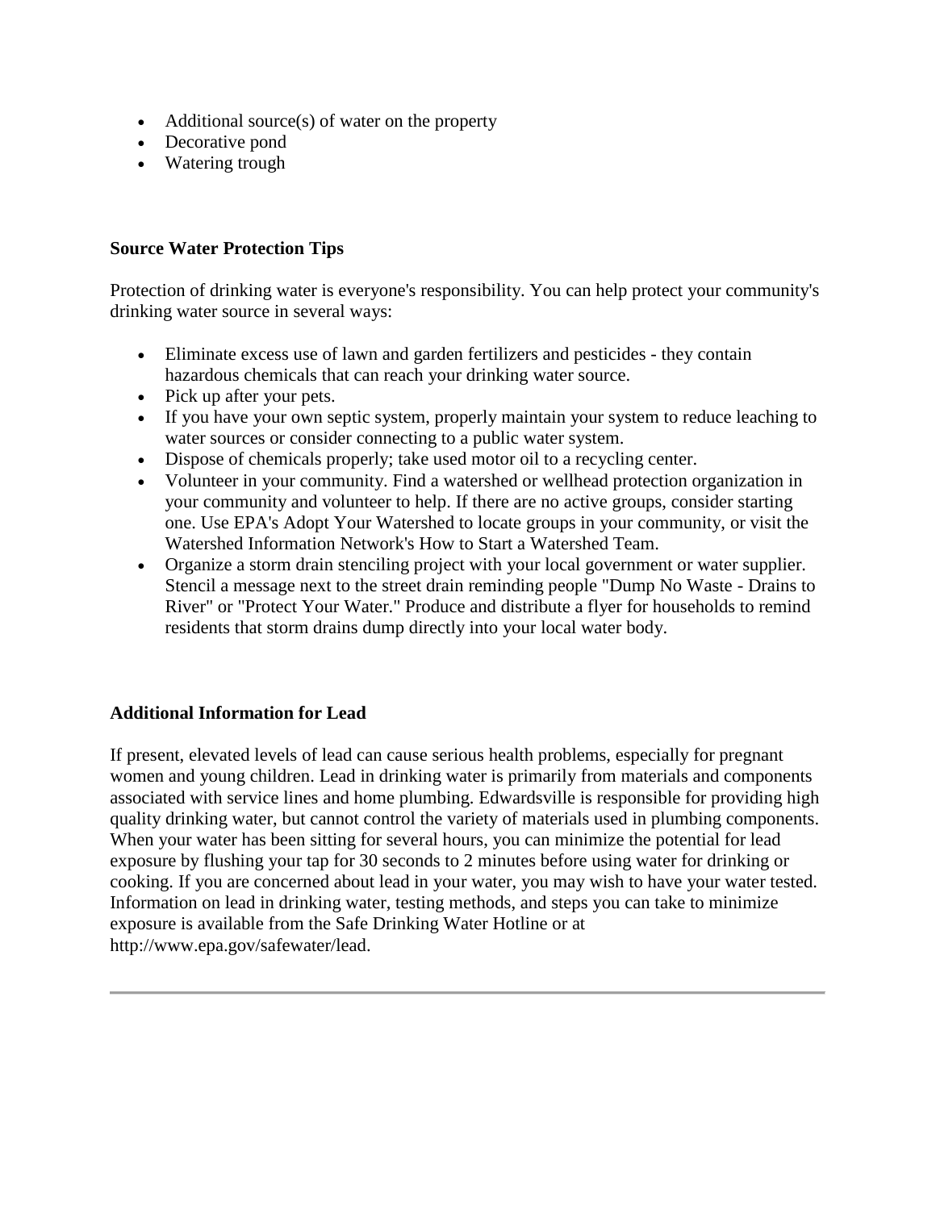- Additional source(s) of water on the property
- Decorative pond
- Watering trough

**Source Water Protection Tips**

Protection of drinking water is everyone's responsibility. You can help protect your community's drinking water source in several ways:

- Eliminate excess use of lawn and garden fertilizers and pesticides - they contain hazardous chemicals that can reach your drinking water source.
- Pick up after your pets.
- If you have your own septic system, properly maintain your system to reduce leaching to water sources or consider connecting to a public water system.
- Dispose of chemicals properly; take used motor oil to a recycling center.
- Volunteer in your community. Find a watershed or wellhead protection organization in your community and volunteer to help. If there are no active groups, consider starting one. Use EPA's Adopt Your Watershed to locate groups in your community, or visit the Watershed Information Network's How to Start a Watershed Team.
- Organize a storm drain stenciling project with your local government or water supplier. Stencil a message next to the street drain reminding people "Dump No Waste - Drains to River" or "Protect Your Water." Produce and distribute a flyer for households to remind residents that storm drains dump directly into your local water body.

**Additional Information for Lead**

If present, elevated levels of lead can cause serious health problems, especially for pregnant women and young children. Lead in drinking water is primarily from materials and components associated with service lines and home plumbing. Edwardsville is responsible for providing high quality drinking water, but cannot control the variety of materials used in plumbing components. When your water has been sitting for several hours, you can minimize the potential for lead exposure by flushing your tap for 30 seconds to 2 minutes before using water for drinking or cooking. If you are concerned about lead in your water, you may wish to have your water tested. Information on lead in drinking water, testing methods, and steps you can take to minimize exposure is available from the Safe Drinking Water Hotline or at http://www.epa.gov/safewater/lead.

---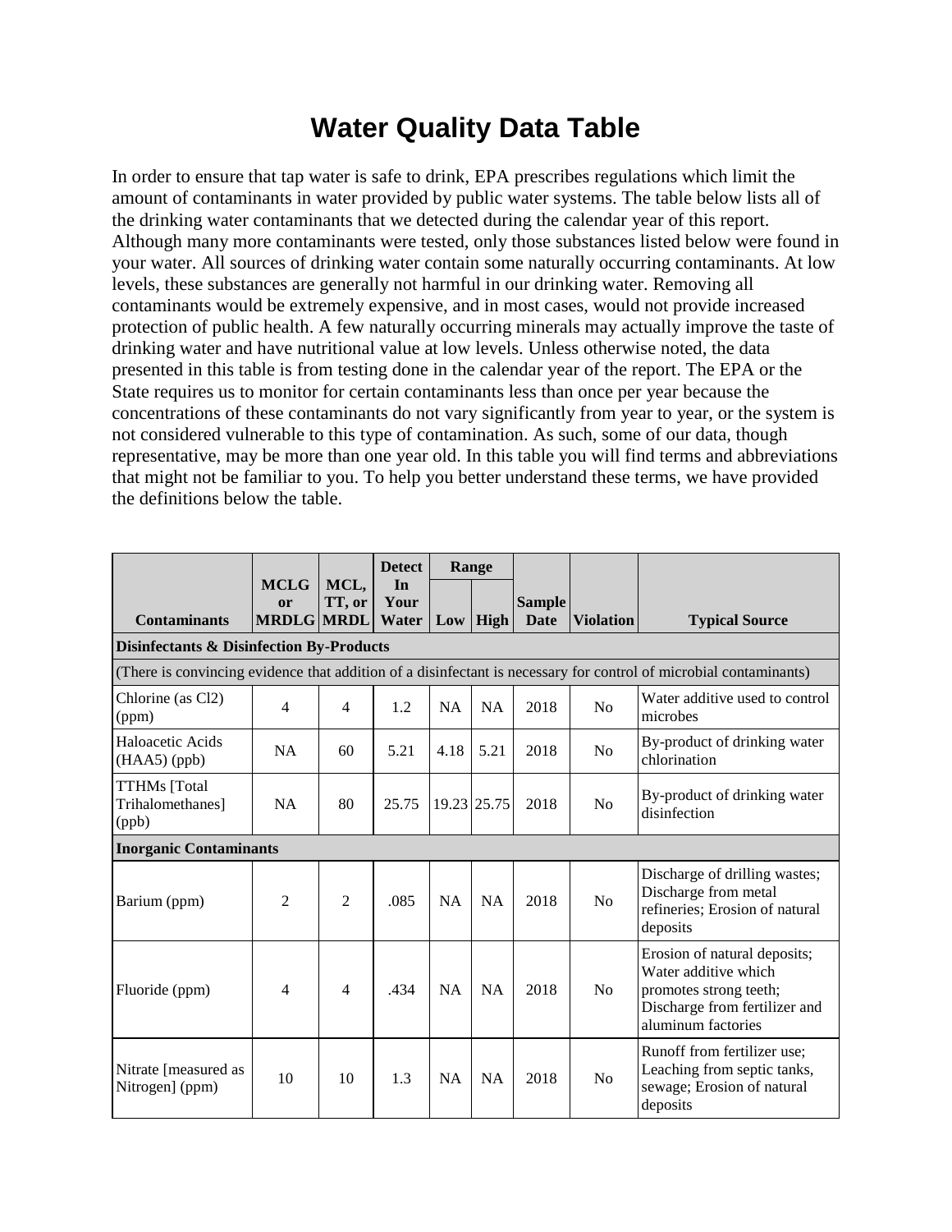# Water Quality Data Table

In order to ensure that tap water is safe to drink, EPA prescribes regulations which limit the amount of contaminants in water provided by public water systems. The table below lists all of the drinking water contaminants that we detected during the calendar year of this report. Although many more contaminants were tested, only those substances listed below were found in your water. All sources of drinking water contain some naturally occurring contaminants. At low levels, these substances are generally not harmful in our drinking water. Removing all contaminants would be extremely expensive, and in most cases, would not provide increased protection of public health. A few naturally occurring minerals may actually improve the taste of drinking water and have nutritional value at low levels. Unless otherwise noted, the data presented in this table is from testing done in the calendar year of the report. The EPA or the State requires us to monitor for certain contaminants less than once per year because the concentrations of these contaminants do not vary significantly from year to year, or the system is not considered vulnerable to this type of contamination. As such, some of our data, though representative, may be more than one year old. In this table you will find terms and abbreviations that might not be familiar to you. To help you better understand these terms, we have provided the definitions below the table.

| Contaminants | MCLG or MRDLG | MCL, TT, or MRDL | Detect In Your Water | Range | | Sample Date | Violation | Typical Source |
|---|---|---|---|---|---|---|---|---|
| | | | | Low | High | | | |
| **Disinfectants & Disinfection By-Products** | | | | | | | | |
| (There is convincing evidence that addition of a disinfectant is necessary for control of microbial contaminants) | | | | | | | | |
| Chlorine (as Cl2) (ppm) | 4 | 4 | 1.2 | NA | NA | 2018 | No | Water additive used to control microbes |
| Haloacetic Acids (HAA5) (ppb) | NA | 60 | 5.21 | 4.18 | 5.21 | 2018 | No | By-product of drinking water chlorination |
| TTHMs [Total Trihalomethanes] (ppb) | NA | 80 | 25.75 | 19.23 | 25.75 | 2018 | No | By-product of drinking water disinfection |
| **Inorganic Contaminants** | | | | | | | | |
| Barium (ppm) | 2 | 2 | .085 | NA | NA | 2018 | No | Discharge of drilling wastes; Discharge from metal refineries; Erosion of natural deposits |
| Fluoride (ppm) | 4 | 4 | .434 | NA | NA | 2018 | No | Erosion of natural deposits; Water additive which promotes strong teeth; Discharge from fertilizer and aluminum factories |
| Nitrate [measured as Nitrogen] (ppm) | 10 | 10 | 1.3 | NA | NA | 2018 | No | Runoff from fertilizer use; Leaching from septic tanks, sewage; Erosion of natural deposits |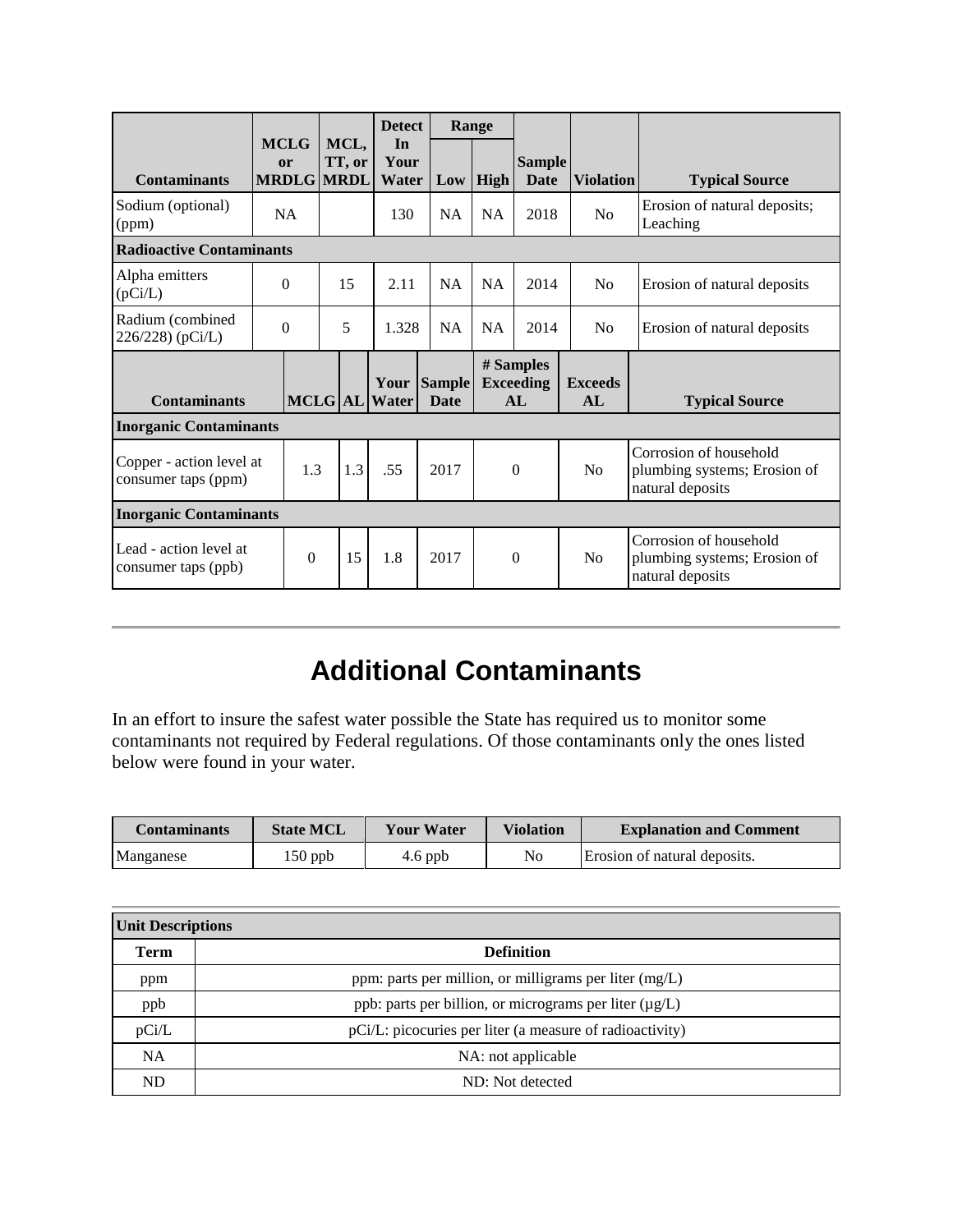| Contaminants | MCLG or MRDLG | MCL, TT, or MRDL | Detect In Your Water | Range Low | Range High | Sample Date | Violation | Typical Source |
|---|---|---|---|---|---|---|---|---|
| Sodium (optional) (ppm) | NA | | 130 | NA | NA | 2018 | No | Erosion of natural deposits; Leaching |
| **Radioactive Contaminants** | | | | | | | | |
| Alpha emitters (pCi/L) | 0 | 15 | 2.11 | NA | NA | 2014 | No | Erosion of natural deposits |
| Radium (combined 226/228) (pCi/L) | 0 | 5 | 1.328 | NA | NA | 2014 | No | Erosion of natural deposits |

| Contaminants | MCLG | AL | Your Water | Sample Date | # Samples Exceeding AL | Exceeds AL | Typical Source |
|---|---|---|---|---|---|---|---|
| **Inorganic Contaminants** | | | | | | | |
| Copper - action level at consumer taps (ppm) | 1.3 | 1.3 | .55 | 2017 | 0 | No | Corrosion of household plumbing systems; Erosion of natural deposits |
| **Inorganic Contaminants** | | | | | | | |
| Lead - action level at consumer taps (ppb) | 0 | 15 | 1.8 | 2017 | 0 | No | Corrosion of household plumbing systems; Erosion of natural deposits |

# Additional Contaminants

In an effort to insure the safest water possible the State has required us to monitor some contaminants not required by Federal regulations. Of those contaminants only the ones listed below were found in your water.

| Contaminants | State MCL | Your Water | Violation | Explanation and Comment |
|---|---|---|---|---|
| Manganese | 150 ppb | 4.6 ppb | No | Erosion of natural deposits. |

| Unit Descriptions | |
|---|---|
| **Term** | **Definition** |
| ppm | ppm: parts per million, or milligrams per liter (mg/L) |
| ppb | ppb: parts per billion, or micrograms per liter (µg/L) |
| pCi/L | pCi/L: picocuries per liter (a measure of radioactivity) |
| NA | NA: not applicable |
| ND | ND: Not detected |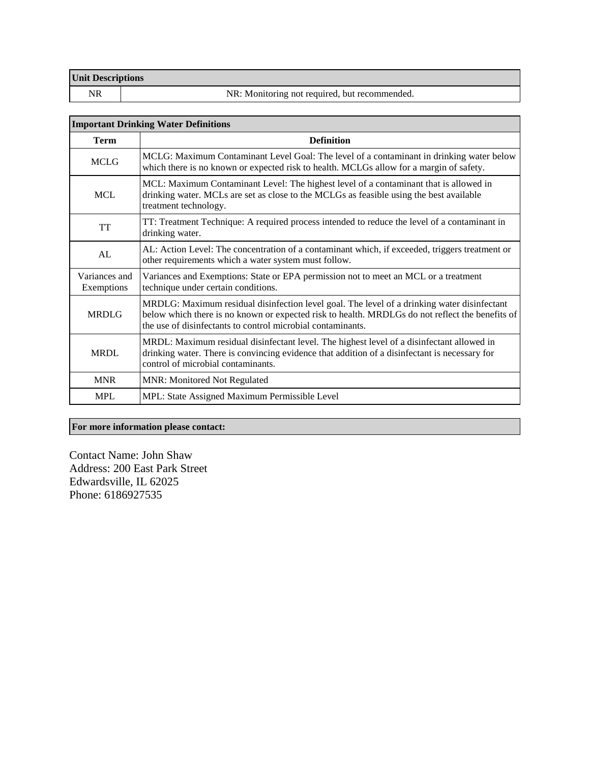| Unit Descriptions | |
|---|---|
| NR | NR: Monitoring not required, but recommended. |

| Important Drinking Water Definitions | |
|---|---|
| **Term** | **Definition** |
| MCLG | MCLG: Maximum Contaminant Level Goal: The level of a contaminant in drinking water below which there is no known or expected risk to health. MCLGs allow for a margin of safety. |
| MCL | MCL: Maximum Contaminant Level: The highest level of a contaminant that is allowed in drinking water. MCLs are set as close to the MCLGs as feasible using the best available treatment technology. |
| TT | TT: Treatment Technique: A required process intended to reduce the level of a contaminant in drinking water. |
| AL | AL: Action Level: The concentration of a contaminant which, if exceeded, triggers treatment or other requirements which a water system must follow. |
| Variances and Exemptions | Variances and Exemptions: State or EPA permission not to meet an MCL or a treatment technique under certain conditions. |
| MRDLG | MRDLG: Maximum residual disinfection level goal. The level of a drinking water disinfectant below which there is no known or expected risk to health. MRDLGs do not reflect the benefits of the use of disinfectants to control microbial contaminants. |
| MRDL | MRDL: Maximum residual disinfectant level. The highest level of a disinfectant allowed in drinking water. There is convincing evidence that addition of a disinfectant is necessary for control of microbial contaminants. |
| MNR | MNR: Monitored Not Regulated |
| MPL | MPL: State Assigned Maximum Permissible Level |

**For more information please contact:**

Contact Name: John Shaw
Address: 200 East Park Street
Edwardsville, IL 62025
Phone: 6186927535